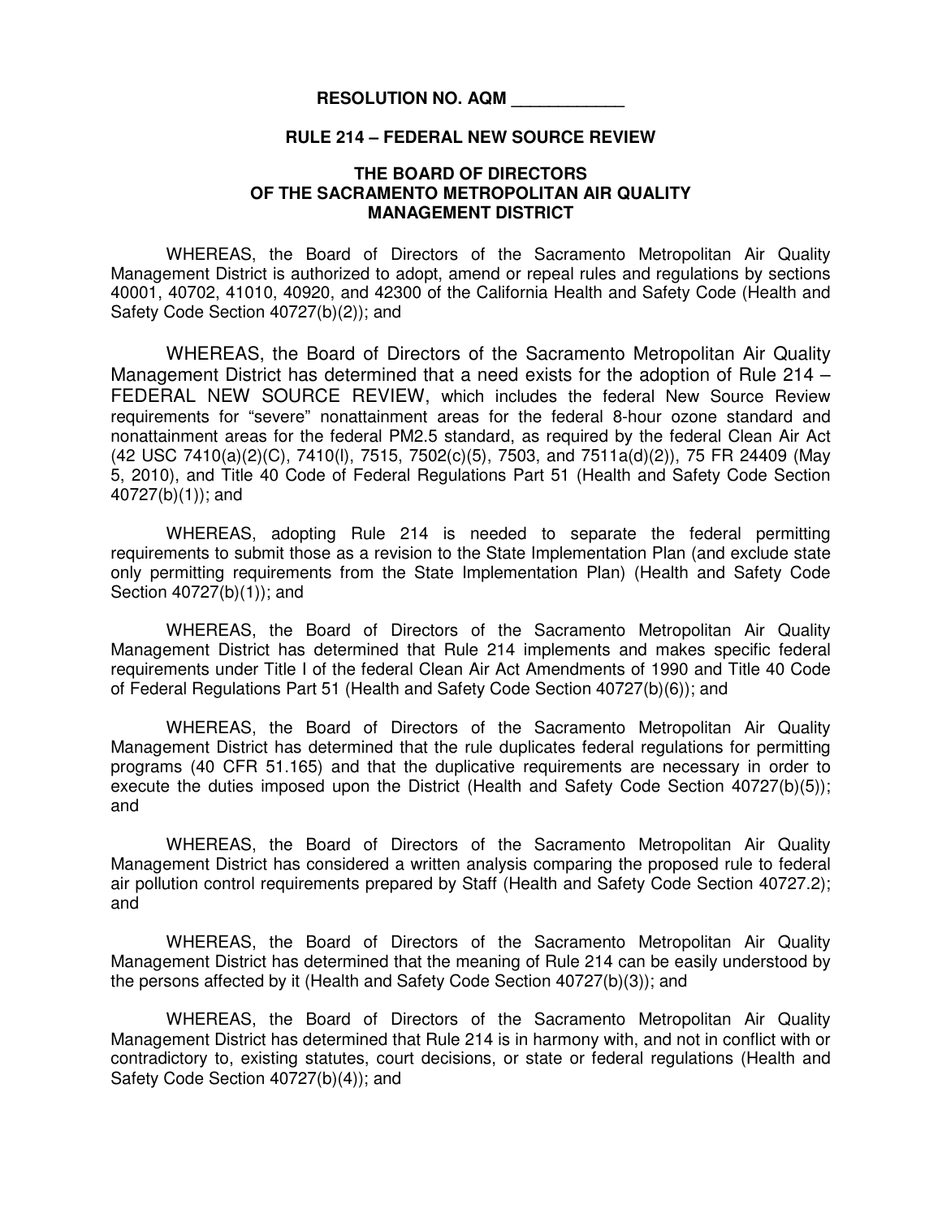**RESOLUTION NO. AQM ____________**

**RULE 214 – FEDERAL NEW SOURCE REVIEW**

**THE BOARD OF DIRECTORS OF THE SACRAMENTO METROPOLITAN AIR QUALITY MANAGEMENT DISTRICT**

WHEREAS, the Board of Directors of the Sacramento Metropolitan Air Quality Management District is authorized to adopt, amend or repeal rules and regulations by sections 40001, 40702, 41010, 40920, and 42300 of the California Health and Safety Code (Health and Safety Code Section 40727(b)(2)); and

WHEREAS, the Board of Directors of the Sacramento Metropolitan Air Quality Management District has determined that a need exists for the adoption of Rule 214 – FEDERAL NEW SOURCE REVIEW, which includes the federal New Source Review requirements for "severe" nonattainment areas for the federal 8-hour ozone standard and nonattainment areas for the federal PM2.5 standard, as required by the federal Clean Air Act (42 USC 7410(a)(2)(C), 7410(l), 7515, 7502(c)(5), 7503, and 7511a(d)(2)), 75 FR 24409 (May 5, 2010), and Title 40 Code of Federal Regulations Part 51 (Health and Safety Code Section 40727(b)(1)); and

WHEREAS, adopting Rule 214 is needed to separate the federal permitting requirements to submit those as a revision to the State Implementation Plan (and exclude state only permitting requirements from the State Implementation Plan) (Health and Safety Code Section 40727(b)(1)); and

WHEREAS, the Board of Directors of the Sacramento Metropolitan Air Quality Management District has determined that Rule 214 implements and makes specific federal requirements under Title I of the federal Clean Air Act Amendments of 1990 and Title 40 Code of Federal Regulations Part 51 (Health and Safety Code Section 40727(b)(6)); and

WHEREAS, the Board of Directors of the Sacramento Metropolitan Air Quality Management District has determined that the rule duplicates federal regulations for permitting programs (40 CFR 51.165) and that the duplicative requirements are necessary in order to execute the duties imposed upon the District (Health and Safety Code Section 40727(b)(5)); and

WHEREAS, the Board of Directors of the Sacramento Metropolitan Air Quality Management District has considered a written analysis comparing the proposed rule to federal air pollution control requirements prepared by Staff (Health and Safety Code Section 40727.2); and

WHEREAS, the Board of Directors of the Sacramento Metropolitan Air Quality Management District has determined that the meaning of Rule 214 can be easily understood by the persons affected by it (Health and Safety Code Section 40727(b)(3)); and

WHEREAS, the Board of Directors of the Sacramento Metropolitan Air Quality Management District has determined that Rule 214 is in harmony with, and not in conflict with or contradictory to, existing statutes, court decisions, or state or federal regulations (Health and Safety Code Section 40727(b)(4)); and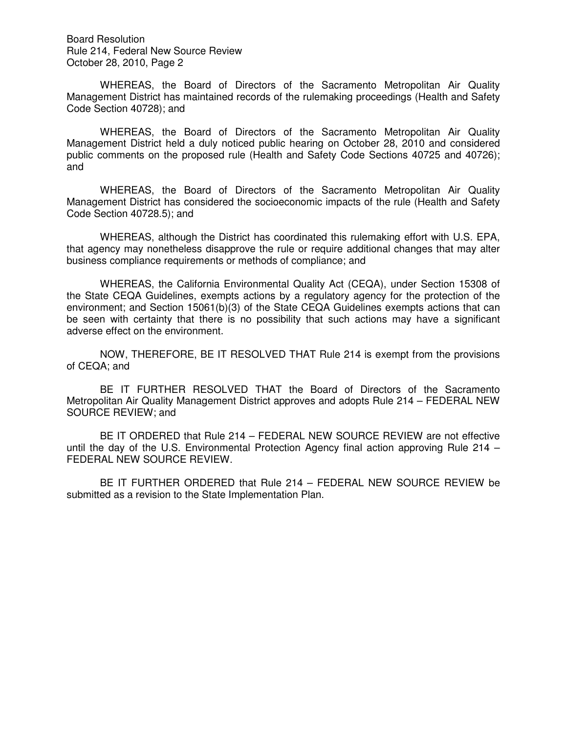WHEREAS, the Board of Directors of the Sacramento Metropolitan Air Quality Management District has maintained records of the rulemaking proceedings (Health and Safety Code Section 40728); and

WHEREAS, the Board of Directors of the Sacramento Metropolitan Air Quality Management District held a duly noticed public hearing on October 28, 2010 and considered public comments on the proposed rule (Health and Safety Code Sections 40725 and 40726); and

WHEREAS, the Board of Directors of the Sacramento Metropolitan Air Quality Management District has considered the socioeconomic impacts of the rule (Health and Safety Code Section 40728.5); and

WHEREAS, although the District has coordinated this rulemaking effort with U.S. EPA, that agency may nonetheless disapprove the rule or require additional changes that may alter business compliance requirements or methods of compliance; and

WHEREAS, the California Environmental Quality Act (CEQA), under Section 15308 of the State CEQA Guidelines, exempts actions by a regulatory agency for the protection of the environment; and Section 15061(b)(3) of the State CEQA Guidelines exempts actions that can be seen with certainty that there is no possibility that such actions may have a significant adverse effect on the environment.

NOW, THEREFORE, BE IT RESOLVED THAT Rule 214 is exempt from the provisions of CEQA; and

BE IT FURTHER RESOLVED THAT the Board of Directors of the Sacramento Metropolitan Air Quality Management District approves and adopts Rule 214 – FEDERAL NEW SOURCE REVIEW; and

BE IT ORDERED that Rule 214 – FEDERAL NEW SOURCE REVIEW are not effective until the day of the U.S. Environmental Protection Agency final action approving Rule 214 – FEDERAL NEW SOURCE REVIEW.

BE IT FURTHER ORDERED that Rule 214 – FEDERAL NEW SOURCE REVIEW be submitted as a revision to the State Implementation Plan.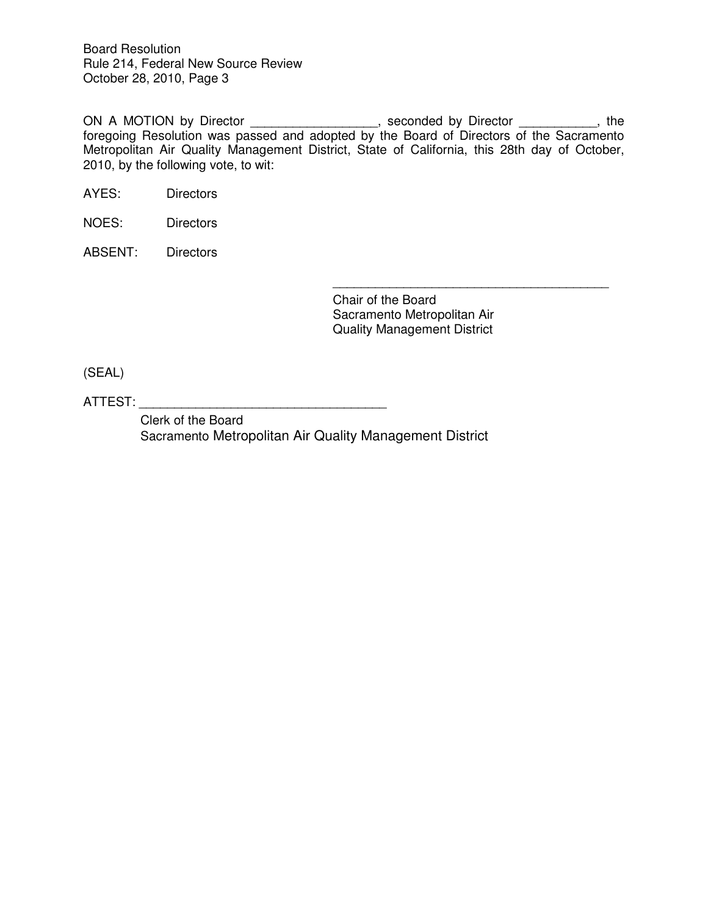ON A MOTION by Director __________________, seconded by Director ___________, the foregoing Resolution was passed and adopted by the Board of Directors of the Sacramento Metropolitan Air Quality Management District, State of California, this 28th day of October, 2010, by the following vote, to wit:

AYES: Directors

NOES: Directors

ABSENT: Directors

________________________________________

Chair of the Board
Sacramento Metropolitan Air
Quality Management District

(SEAL)

ATTEST: ___________________________________

Clerk of the Board
Sacramento Metropolitan Air Quality Management District